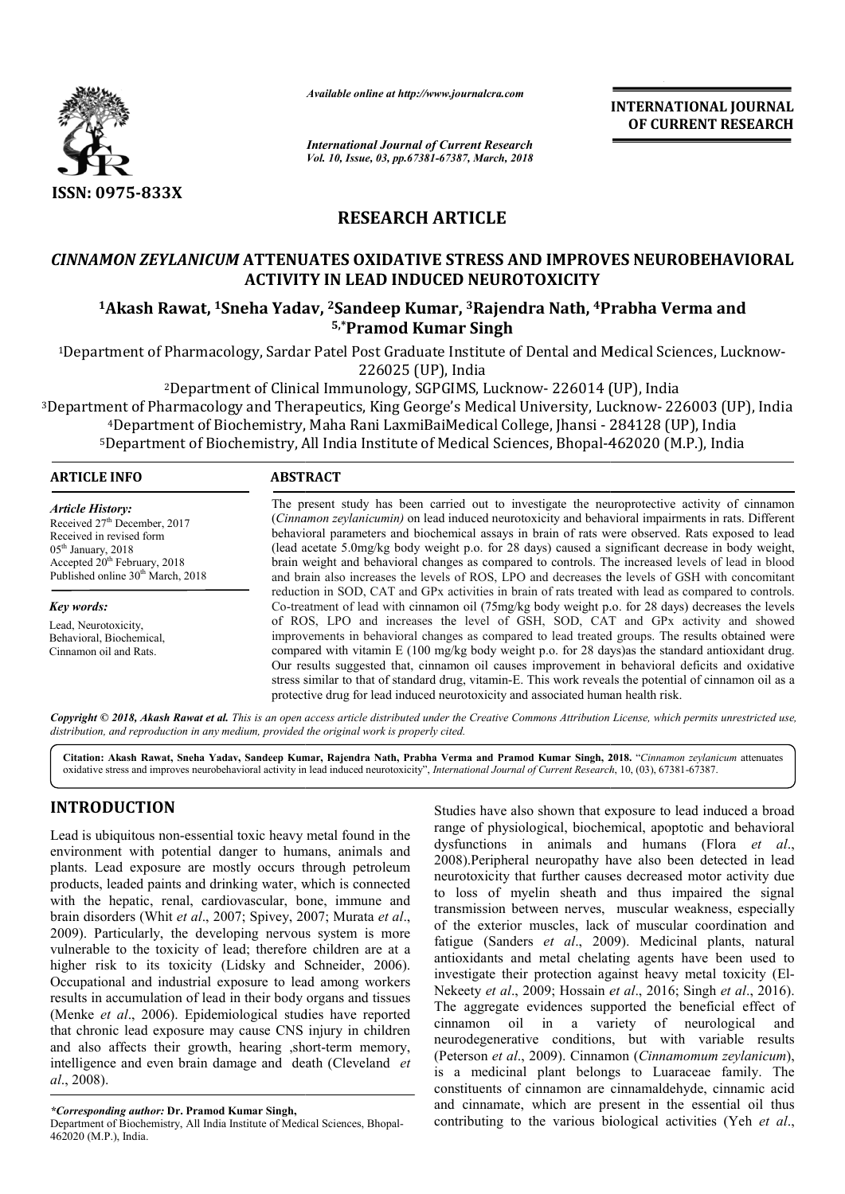ISSN: 0975-833X

*Available online at http://www.journalcra.com*

*International Journal of Current Research*
*Vol. 10, Issue, 03, pp.67381-67387, March, 2018*

**INTERNATIONAL JOURNAL OF CURRENT RESEARCH**

## RESEARCH ARTICLE

# *CINNAMON ZEYLANICUM* ATTENUATES OXIDATIVE STRESS AND IMPROVES NEUROBEHAVIORAL ACTIVITY IN LEAD INDUCED NEUROTOXICITY

**[1]Akash Rawat, [1]Sneha Yadav, [2]Sandeep Kumar, [3]Rajendra Nath, [4]Prabha Verma and [5,*]Pramod Kumar Singh**

[1]Department of Pharmacology, Sardar Patel Post Graduate Institute of Dental and Medical Sciences, Lucknow-226025 (UP), India
[2]Department of Clinical Immunology, SGPGIMS, Lucknow- 226014 (UP), India
[3]Department of Pharmacology and Therapeutics, King George's Medical University, Lucknow- 226003 (UP), India
[4]Department of Biochemistry, Maha Rani LaxmiBaiMedical College, Jhansi - 284128 (UP), India
[5]Department of Biochemistry, All India Institute of Medical Sciences, Bhopal-462020 (M.P.), India

**ARTICLE INFO**

*Article History:*
Received 27th December, 2017
Received in revised form 05th January, 2018
Accepted 20th February, 2018
Published online 30th March, 2018

*Key words:*
Lead, Neurotoxicity, Behavioral, Biochemical, Cinnamon oil and Rats.

**ABSTRACT**

The present study has been carried out to investigate the neuroprotective activity of cinnamon (*Cinnamon zeylanicumin)* on lead induced neurotoxicity and behavioral impairments in rats. Different behavioral parameters and biochemical assays in brain of rats were observed. Rats exposed to lead (lead acetate 5.0mg/kg body weight p.o. for 28 days) caused a significant decrease in body weight, brain weight and behavioral changes as compared to controls. The increased levels of lead in blood and brain also increases the levels of ROS, LPO and decreases the levels of GSH with concomitant reduction in SOD, CAT and GPx activities in brain of rats treated with lead as compared to controls. Co-treatment of lead with cinnamon oil (75mg/kg body weight p.o. for 28 days) decreases the levels of ROS, LPO and increases the level of GSH, SOD, CAT and GPx activity and showed improvements in behavioral changes as compared to lead treated groups. The results obtained were compared with vitamin E (100 mg/kg body weight p.o. for 28 days)as the standard antioxidant drug. Our results suggested that, cinnamon oil causes improvement in behavioral deficits and oxidative stress similar to that of standard drug, vitamin-E. This work reveals the potential of cinnamon oil as a protective drug for lead induced neurotoxicity and associated human health risk.

*Copyright © 2018, Akash Rawat et al. This is an open access article distributed under the Creative Commons Attribution License, which permits unrestricted use, distribution, and reproduction in any medium, provided the original work is properly cited.*

**Citation: Akash Rawat, Sneha Yadav, Sandeep Kumar, Rajendra Nath, Prabha Verma and Pramod Kumar Singh, 2018.** "*Cinnamon zeylanicum* attenuates oxidative stress and improves neurobehavioral activity in lead induced neurotoxicity", *International Journal of Current Research*, 10, (03), 67381-67387.

## INTRODUCTION

Lead is ubiquitous non-essential toxic heavy metal found in the environment with potential danger to humans, animals and plants. Lead exposure are mostly occurs through petroleum products, leaded paints and drinking water, which is connected with the hepatic, renal, cardiovascular, bone, immune and brain disorders (Whit *et al*., 2007; Spivey, 2007; Murata *et al*., 2009). Particularly, the developing nervous system is more vulnerable to the toxicity of lead; therefore children are at a higher risk to its toxicity (Lidsky and Schneider, 2006). Occupational and industrial exposure to lead among workers results in accumulation of lead in their body organs and tissues (Menke *et al*., 2006). Epidemiological studies have reported that chronic lead exposure may cause CNS injury in children and also affects their growth, hearing ,short-term memory, intelligence and even brain damage and death (Cleveland *et al*., 2008).

Studies have also shown that exposure to lead induced a broad range of physiological, biochemical, apoptotic and behavioral dysfunctions in animals and humans (Flora *et al*., 2008).Peripheral neuropathy have also been detected in lead neurotoxicity that further causes decreased motor activity due to loss of myelin sheath and thus impaired the signal transmission between nerves, muscular weakness, especially of the exterior muscles, lack of muscular coordination and fatigue (Sanders *et al*., 2009). Medicinal plants, natural antioxidants and metal chelating agents have been used to investigate their protection against heavy metal toxicity (El-Nekeety *et al*., 2009; Hossain *et al*., 2016; Singh *et al*., 2016). The aggregate evidences supported the beneficial effect of cinnamon oil in a variety of neurological and neurodegenerative conditions, but with variable results (Peterson *et al*., 2009). Cinnamon (*Cinnamomum zeylanicum*), is a medicinal plant belongs to Luaraceae family. The constituents of cinnamon are cinnamaldehyde, cinnamic acid and cinnamate, which are present in the essential oil thus contributing to the various biological activities (Yeh *et al*.,

***Corresponding author:* Dr. Pramod Kumar Singh,**
Department of Biochemistry, All India Institute of Medical Sciences, Bhopal-462020 (M.P.), India.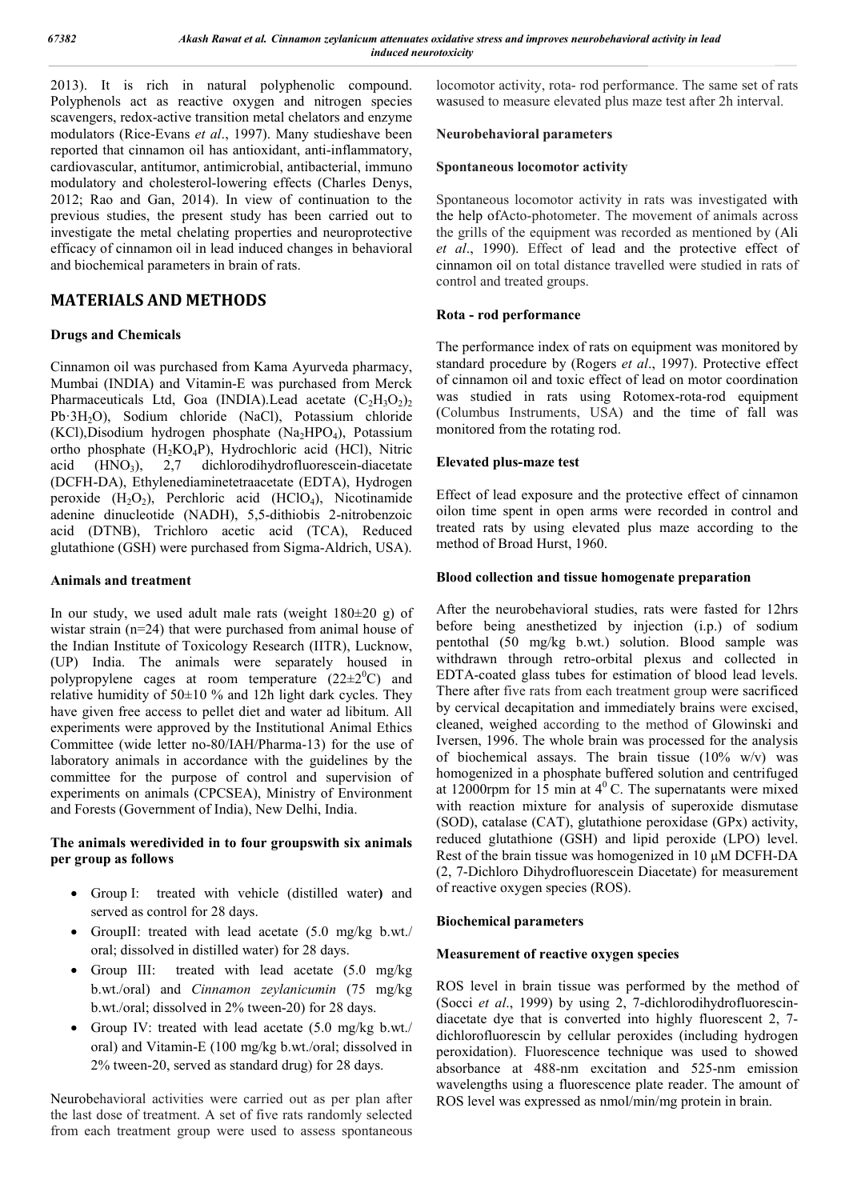2013). It is rich in natural polyphenolic compound. Polyphenols act as reactive oxygen and nitrogen species scavengers, redox-active transition metal chelators and enzyme modulators (Rice-Evans *et al*., 1997). Many studieshave been reported that cinnamon oil has antioxidant, anti-inflammatory, cardiovascular, antitumor, antimicrobial, antibacterial, immuno modulatory and cholesterol-lowering effects (Charles Denys, 2012; Rao and Gan, 2014). In view of continuation to the previous studies, the present study has been carried out to investigate the metal chelating properties and neuroprotective efficacy of cinnamon oil in lead induced changes in behavioral and biochemical parameters in brain of rats.

## MATERIALS AND METHODS

### Drugs and Chemicals

Cinnamon oil was purchased from Kama Ayurveda pharmacy, Mumbai (INDIA) and Vitamin-E was purchased from Merck Pharmaceuticals Ltd, Goa (INDIA).Lead acetate $(C_2H_3O_2)_2 Pb{\cdot}3H_2O$), Sodium chloride (NaCl), Potassium chloride (KCl),Disodium hydrogen phosphate ($Na_2HPO_4$), Potassium ortho phosphate ($H_2KO_4P$), Hydrochloric acid (HCl), Nitric acid ($HNO_3$), 2,7 dichlorodihydrofluorescein-diacetate (DCFH-DA), Ethylenediaminetetraacetate (EDTA), Hydrogen peroxide ($H_2O_2$), Perchloric acid ($HClO_4$), Nicotinamide adenine dinucleotide (NADH), 5,5-dithiobis 2-nitrobenzoic acid (DTNB), Trichloro acetic acid (TCA), Reduced glutathione (GSH) were purchased from Sigma-Aldrich, USA).

### Animals and treatment

In our study, we used adult male rats (weight 180±20 g) of wistar strain (n=24) that were purchased from animal house of the Indian Institute of Toxicology Research (IITR), Lucknow, (UP) India. The animals were separately housed in polypropylene cages at room temperature (22±2$^0$C) and relative humidity of 50±10 % and 12h light dark cycles. They have given free access to pellet diet and water ad libitum. All experiments were approved by the Institutional Animal Ethics Committee (wide letter no-80/IAH/Pharma-13) for the use of laboratory animals in accordance with the guidelines by the committee for the purpose of control and supervision of experiments on animals (CPCSEA), Ministry of Environment and Forests (Government of India), New Delhi, India.

**The animals weredivided in to four groupswith six animals per group as follows**

- Group I: treated with vehicle (distilled water**)** and served as control for 28 days.
- GroupII: treated with lead acetate (5.0 mg/kg b.wt./ oral; dissolved in distilled water) for 28 days.
- Group III: treated with lead acetate (5.0 mg/kg b.wt./oral) and *Cinnamon zeylanicumin* (75 mg/kg b.wt./oral; dissolved in 2% tween-20) for 28 days.
- Group IV: treated with lead acetate (5.0 mg/kg b.wt./ oral) and Vitamin-E (100 mg/kg b.wt./oral; dissolved in 2% tween-20, served as standard drug) for 28 days.

Neurobehavioral activities were carried out as per plan after the last dose of treatment. A set of five rats randomly selected from each treatment group were used to assess spontaneous locomotor activity, rota- rod performance. The same set of rats wasused to measure elevated plus maze test after 2h interval.

### Neurobehavioral parameters

### Spontaneous locomotor activity

Spontaneous locomotor activity in rats was investigated with the help ofActo-photometer. The movement of animals across the grills of the equipment was recorded as mentioned by (Ali *et al*., 1990). Effect of lead and the protective effect of cinnamon oil on total distance travelled were studied in rats of control and treated groups.

### Rota - rod performance

The performance index of rats on equipment was monitored by standard procedure by (Rogers *et al*., 1997). Protective effect of cinnamon oil and toxic effect of lead on motor coordination was studied in rats using Rotomex-rota-rod equipment (Columbus Instruments, USA) and the time of fall was monitored from the rotating rod.

### Elevated plus-maze test

Effect of lead exposure and the protective effect of cinnamon oilon time spent in open arms were recorded in control and treated rats by using elevated plus maze according to the method of Broad Hurst, 1960.

### Blood collection and tissue homogenate preparation

After the neurobehavioral studies, rats were fasted for 12hrs before being anesthetized by injection (i.p.) of sodium pentothal (50 mg/kg b.wt.) solution. Blood sample was withdrawn through retro-orbital plexus and collected in EDTA-coated glass tubes for estimation of blood lead levels. There after five rats from each treatment group were sacrificed by cervical decapitation and immediately brains were excised, cleaned, weighed according to the method of Glowinski and Iversen, 1996. The whole brain was processed for the analysis of biochemical assays. The brain tissue (10% w/v) was homogenized in a phosphate buffered solution and centrifuged at 12000rpm for 15 min at 4$^0$ C. The supernatants were mixed with reaction mixture for analysis of superoxide dismutase (SOD), catalase (CAT), glutathione peroxidase (GPx) activity, reduced glutathione (GSH) and lipid peroxide (LPO) level. Rest of the brain tissue was homogenized in 10 μM DCFH-DA (2, 7-Dichloro Dihydrofluorescein Diacetate) for measurement of reactive oxygen species (ROS).

### Biochemical parameters

### Measurement of reactive oxygen species

ROS level in brain tissue was performed by the method of (Socci *et al*., 1999) by using 2, 7-dichlorodihydrofluorescin-diacetate dye that is converted into highly fluorescent 2, 7-dichlorofluorescin by cellular peroxides (including hydrogen peroxidation). Fluorescence technique was used to showed absorbance at 488-nm excitation and 525-nm emission wavelengths using a fluorescence plate reader. The amount of ROS level was expressed as nmol/min/mg protein in brain.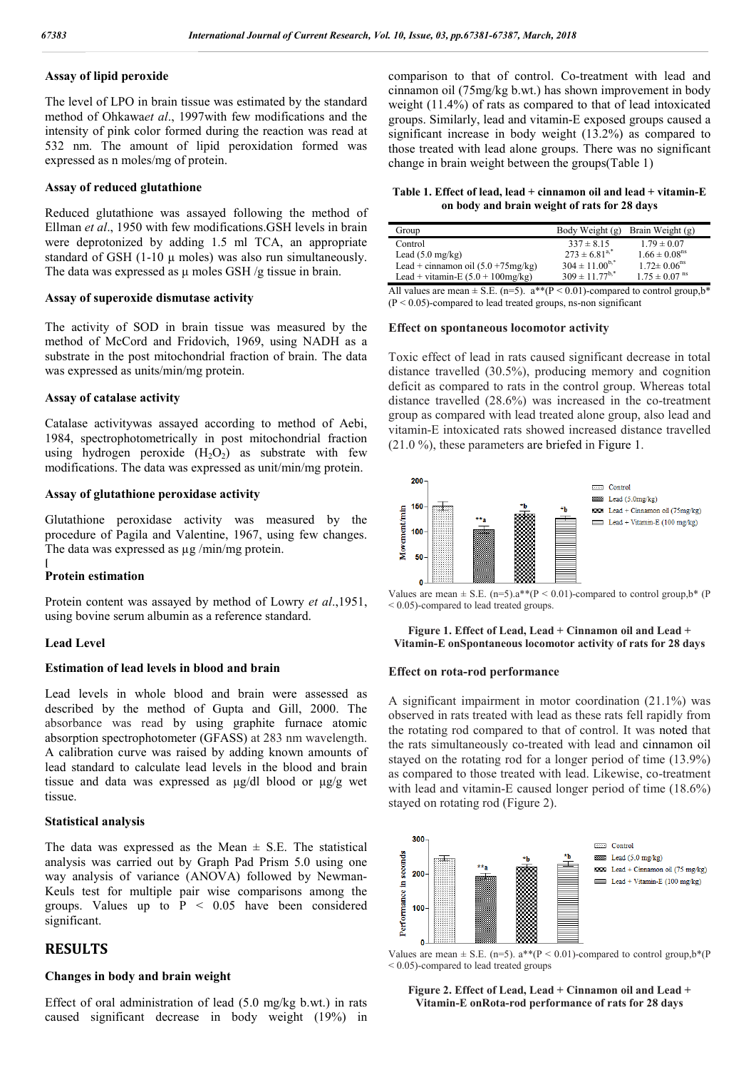### Assay of lipid peroxide

The level of LPO in brain tissue was estimated by the standard method of Ohkawa*et al*., 1997with few modifications and the intensity of pink color formed during the reaction was read at 532 nm. The amount of lipid peroxidation formed was expressed as n moles/mg of protein.

### Assay of reduced glutathione

Reduced glutathione was assayed following the method of Ellman *et al*., 1950 with few modifications.GSH levels in brain were deprotonized by adding 1.5 ml TCA, an appropriate standard of GSH (1-10 µ moles) was also run simultaneously. The data was expressed as µ moles GSH /g tissue in brain.

### Assay of superoxide dismutase activity

The activity of SOD in brain tissue was measured by the method of McCord and Fridovich, 1969, using NADH as a substrate in the post mitochondrial fraction of brain. The data was expressed as units/min/mg protein.

### Assay of catalase activity

Catalase activitywas assayed according to method of Aebi, 1984, spectrophotometrically in post mitochondrial fraction using hydrogen peroxide ($H_2O_2$) as substrate with few modifications. The data was expressed as unit/min/mg protein.

### Assay of glutathione peroxidase activity

Glutathione peroxidase activity was measured by the procedure of Pagila and Valentine, 1967, using few changes. The data was expressed as µg /min/mg protein.

[

### Protein estimation

Protein content was assayed by method of Lowry *et al*.,1951, using bovine serum albumin as a reference standard.

### Lead Level

### Estimation of lead levels in blood and brain

Lead levels in whole blood and brain were assessed as described by the method of Gupta and Gill, 2000. The absorbance was read by using graphite furnace atomic absorption spectrophotometer (GFASS) at 283 nm wavelength. A calibration curve was raised by adding known amounts of lead standard to calculate lead levels in the blood and brain tissue and data was expressed as µg/dl blood or µg/g wet tissue.

### Statistical analysis

The data was expressed as the Mean ± S.E. The statistical analysis was carried out by Graph Pad Prism 5.0 using one way analysis of variance (ANOVA) followed by Newman-Keuls test for multiple pair wise comparisons among the groups. Values up to $P < 0.05$ have been considered significant.

## RESULTS

### Changes in body and brain weight

Effect of oral administration of lead (5.0 mg/kg b.wt.) in rats caused significant decrease in body weight (19%) in comparison to that of control. Co-treatment with lead and cinnamon oil (75mg/kg b.wt.) has shown improvement in body weight (11.4%) of rats as compared to that of lead intoxicated groups. Similarly, lead and vitamin-E exposed groups caused a significant increase in body weight (13.2%) as compared to those treated with lead alone groups. There was no significant change in brain weight between the groups(Table 1)

**Table 1. Effect of lead, lead + cinnamon oil and lead + vitamin-E on body and brain weight of rats for 28 days**

| Group | Body Weight (g) | Brain Weight (g) |
|---|---|---|
| Control | 337 ± 8.15 | 1.79 ± 0.07 |
| Lead (5.0 mg/kg) | 273 ± 6.81$^{a,*}$ | 1.66 ± 0.08$^{ns}$ |
| Lead + cinnamon oil (5.0 +75mg/kg) | 304 ± 11.00$^{b,*}$ | 1.72± 0.06$^{ns}$ |
| Lead + vitamin-E (5.0 + 100mg/kg) | 309 ± 11.77$^{b,*}$ | 1.75 ± 0.07 $^{ns}$ |

All values are mean ± S.E. (n=5). a**($P < 0.01$)-compared to control group,b* ($P < 0.05$)-compared to lead treated groups, ns-non significant

### Effect on spontaneous locomotor activity

Toxic effect of lead in rats caused significant decrease in total distance travelled (30.5%), producing memory and cognition deficit as compared to rats in the control group. Whereas total distance travelled (28.6%) was increased in the co-treatment group as compared with lead treated alone group, also lead and vitamin-E intoxicated rats showed increased distance travelled (21.0 %), these parameters are briefed in Figure 1.

Values are mean ± S.E. (n=5).a**($P < 0.01$)-compared to control group,b* ($P < 0.05$)-compared to lead treated groups.

**Figure 1. Effect of Lead, Lead + Cinnamon oil and Lead + Vitamin-E onSpontaneous locomotor activity of rats for 28 days**

### Effect on rota-rod performance

A significant impairment in motor coordination (21.1%) was observed in rats treated with lead as these rats fell rapidly from the rotating rod compared to that of control. It was noted that the rats simultaneously co-treated with lead and cinnamon oil stayed on the rotating rod for a longer period of time (13.9%) as compared to those treated with lead. Likewise, co-treatment with lead and vitamin-E caused longer period of time (18.6%) stayed on rotating rod (Figure 2).

Values are mean ± S.E. (n=5). a**($P < 0.01$)-compared to control group,b*($P < 0.05$)-compared to lead treated groups

**Figure 2. Effect of Lead, Lead + Cinnamon oil and Lead + Vitamin-E onRota-rod performance of rats for 28 days**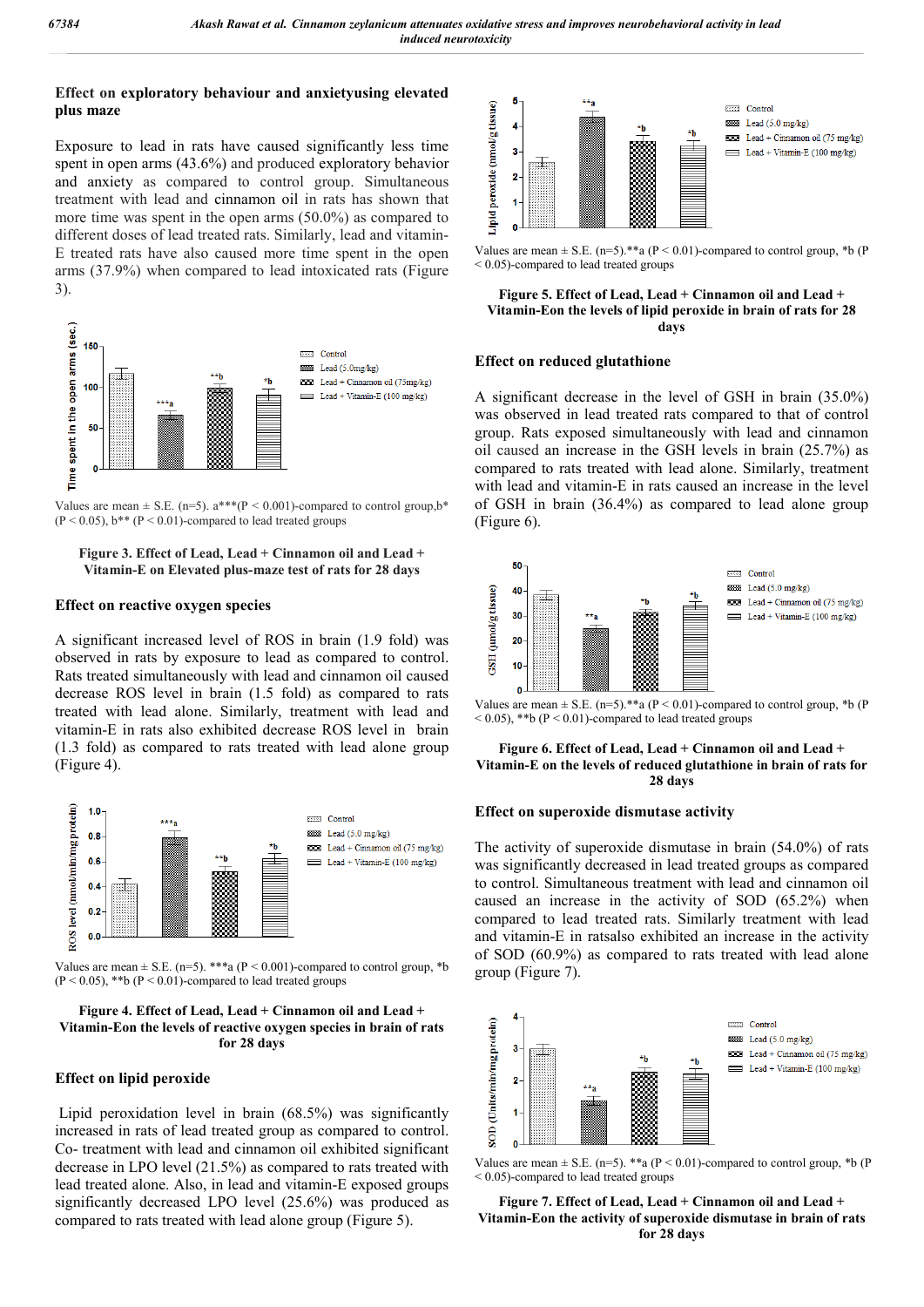### Effect on exploratory behaviour and anxietyusing elevated plus maze

Exposure to lead in rats have caused significantly less time spent in open arms (43.6%) and produced exploratory behavior and anxiety as compared to control group. Simultaneous treatment with lead and cinnamon oil in rats has shown that more time was spent in the open arms (50.0%) as compared to different doses of lead treated rats. Similarly, lead and vitamin-E treated rats have also caused more time spent in the open arms (37.9%) when compared to lead intoxicated rats (Figure 3).

Values are mean ± S.E. (n=5). a***(P < 0.001)-compared to control group,b* (P < 0.05), b** (P < 0.01)-compared to lead treated groups

**Figure 3. Effect of Lead, Lead + Cinnamon oil and Lead + Vitamin-E on Elevated plus-maze test of rats for 28 days**

### Effect on reactive oxygen species

A significant increased level of ROS in brain (1.9 fold) was observed in rats by exposure to lead as compared to control. Rats treated simultaneously with lead and cinnamon oil caused decrease ROS level in brain (1.5 fold) as compared to rats treated with lead alone. Similarly, treatment with lead and vitamin-E in rats also exhibited decrease ROS level in brain (1.3 fold) as compared to rats treated with lead alone group (Figure 4).

Values are mean ± S.E. (n=5). ***a (P < 0.001)-compared to control group, *b (P < 0.05), **b (P < 0.01)-compared to lead treated groups

**Figure 4. Effect of Lead, Lead + Cinnamon oil and Lead + Vitamin-Eon the levels of reactive oxygen species in brain of rats for 28 days**

### Effect on lipid peroxide

Lipid peroxidation level in brain (68.5%) was significantly increased in rats of lead treated group as compared to control. Co- treatment with lead and cinnamon oil exhibited significant decrease in LPO level (21.5%) as compared to rats treated with lead treated alone. Also, in lead and vitamin-E exposed groups significantly decreased LPO level (25.6%) was produced as compared to rats treated with lead alone group (Figure 5).

Values are mean ± S.E. (n=5).**a (P < 0.01)-compared to control group, *b (P < 0.05)-compared to lead treated groups

**Figure 5. Effect of Lead, Lead + Cinnamon oil and Lead + Vitamin-Eon the levels of lipid peroxide in brain of rats for 28 days**

### Effect on reduced glutathione

A significant decrease in the level of GSH in brain (35.0%) was observed in lead treated rats compared to that of control group. Rats exposed simultaneously with lead and cinnamon oil caused an increase in the GSH levels in brain (25.7%) as compared to rats treated with lead alone. Similarly, treatment with lead and vitamin-E in rats caused an increase in the level of GSH in brain (36.4%) as compared to lead alone group (Figure 6).

Values are mean ± S.E. (n=5).**a (P < 0.01)-compared to control group, *b (P < 0.05), **b (P < 0.01)-compared to lead treated groups

**Figure 6. Effect of Lead, Lead + Cinnamon oil and Lead + Vitamin-E on the levels of reduced glutathione in brain of rats for 28 days**

### Effect on superoxide dismutase activity

The activity of superoxide dismutase in brain (54.0%) of rats was significantly decreased in lead treated groups as compared to control. Simultaneous treatment with lead and cinnamon oil caused an increase in the activity of SOD (65.2%) when compared to lead treated rats. Similarly treatment with lead and vitamin-E in ratsalso exhibited an increase in the activity of SOD (60.9%) as compared to rats treated with lead alone group (Figure 7).

Values are mean ± S.E. (n=5). **a (P < 0.01)-compared to control group, *b (P < 0.05)-compared to lead treated groups

**Figure 7. Effect of Lead, Lead + Cinnamon oil and Lead + Vitamin-Eon the activity of superoxide dismutase in brain of rats for 28 days**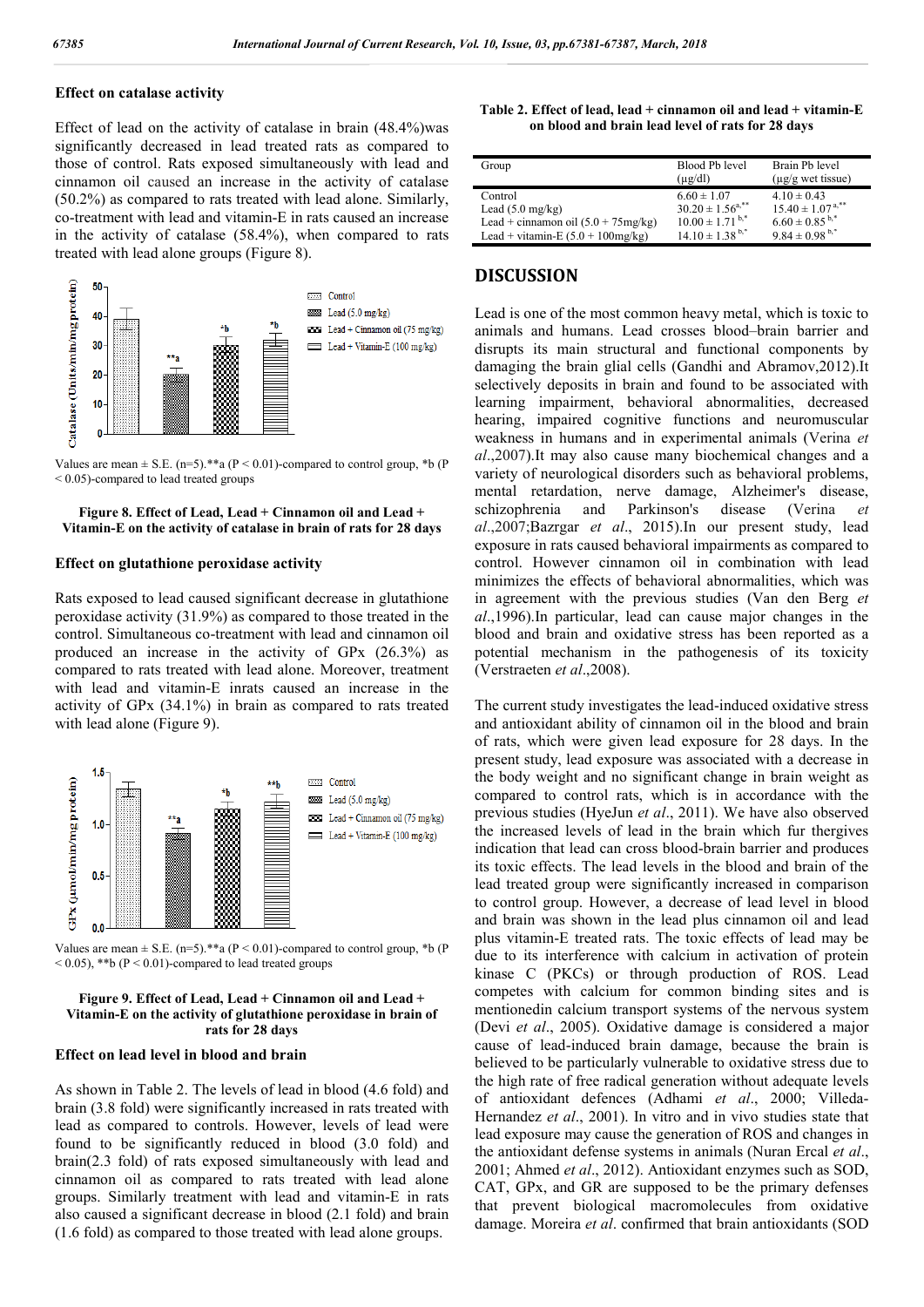### Effect on catalase activity

Effect of lead on the activity of catalase in brain (48.4%)was significantly decreased in lead treated rats as compared to those of control. Rats exposed simultaneously with lead and cinnamon oil caused an increase in the activity of catalase (50.2%) as compared to rats treated with lead alone. Similarly, co-treatment with lead and vitamin-E in rats caused an increase in the activity of catalase (58.4%), when compared to rats treated with lead alone groups (Figure 8).

Values are mean ± S.E. (n=5).**a ($P < 0.01$)-compared to control group, *b ($P < 0.05$)-compared to lead treated groups

**Figure 8. Effect of Lead, Lead + Cinnamon oil and Lead + Vitamin-E on the activity of catalase in brain of rats for 28 days**

### Effect on glutathione peroxidase activity

Rats exposed to lead caused significant decrease in glutathione peroxidase activity (31.9%) as compared to those treated in the control. Simultaneous co-treatment with lead and cinnamon oil produced an increase in the activity of GPx (26.3%) as compared to rats treated with lead alone. Moreover, treatment with lead and vitamin-E inrats caused an increase in the activity of GPx (34.1%) in brain as compared to rats treated with lead alone (Figure 9).

Values are mean ± S.E. (n=5).**a ($P < 0.01$)-compared to control group, *b ($P < 0.05$), **b ($P < 0.01$)-compared to lead treated groups

**Figure 9. Effect of Lead, Lead + Cinnamon oil and Lead + Vitamin-E on the activity of glutathione peroxidase in brain of rats for 28 days**

### Effect on lead level in blood and brain

As shown in Table 2. The levels of lead in blood (4.6 fold) and brain (3.8 fold) were significantly increased in rats treated with lead as compared to controls. However, levels of lead were found to be significantly reduced in blood (3.0 fold) and brain(2.3 fold) of rats exposed simultaneously with lead and cinnamon oil as compared to rats treated with lead alone groups. Similarly treatment with lead and vitamin-E in rats also caused a significant decrease in blood (2.1 fold) and brain (1.6 fold) as compared to those treated with lead alone groups.

**Table 2. Effect of lead, lead + cinnamon oil and lead + vitamin-E on blood and brain lead level of rats for 28 days**

| Group | Blood Pb level (μg/dl) | Brain Pb level (μg/g wet tissue) |
|---|---|---|
| Control | 6.60 ± 1.07 | 4.10 ± 0.43 |
| Lead (5.0 mg/kg) | 30.20 ± 1.56 $^{a,**}$ | 15.40 ± 1.07 $^{a,**}$ |
| Lead + cinnamon oil (5.0 + 75mg/kg) | 10.00 ± 1.71 $^{b,*}$ | 6.60 ± 0.85 $^{b,*}$ |
| Lead + vitamin-E (5.0 + 100mg/kg) | 14.10 ± 1.38 $^{b,*}$ | 9.84 ± 0.98 $^{b,*}$ |

## DISCUSSION

Lead is one of the most common heavy metal, which is toxic to animals and humans. Lead crosses blood–brain barrier and disrupts its main structural and functional components by damaging the brain glial cells (Gandhi and Abramov,2012).It selectively deposits in brain and found to be associated with learning impairment, behavioral abnormalities, decreased hearing, impaired cognitive functions and neuromuscular weakness in humans and in experimental animals (Verina *et al*.,2007).It may also cause many biochemical changes and a variety of neurological disorders such as behavioral problems, mental retardation, nerve damage, Alzheimer's disease, schizophrenia and Parkinson's disease (Verina *et al*.,2007;Bazrgar *et al*., 2015).In our present study, lead exposure in rats caused behavioral impairments as compared to control. However cinnamon oil in combination with lead minimizes the effects of behavioral abnormalities, which was in agreement with the previous studies (Van den Berg *et al*.,1996).In particular, lead can cause major changes in the blood and brain and oxidative stress has been reported as a potential mechanism in the pathogenesis of its toxicity (Verstraeten *et al*.,2008).

The current study investigates the lead-induced oxidative stress and antioxidant ability of cinnamon oil in the blood and brain of rats, which were given lead exposure for 28 days. In the present study, lead exposure was associated with a decrease in the body weight and no significant change in brain weight as compared to control rats, which is in accordance with the previous studies (HyeJun *et al*., 2011). We have also observed the increased levels of lead in the brain which fur thergives indication that lead can cross blood-brain barrier and produces its toxic effects. The lead levels in the blood and brain of the lead treated group were significantly increased in comparison to control group. However, a decrease of lead level in blood and brain was shown in the lead plus cinnamon oil and lead plus vitamin-E treated rats. The toxic effects of lead may be due to its interference with calcium in activation of protein kinase C (PKCs) or through production of ROS. Lead competes with calcium for common binding sites and is mentionedin calcium transport systems of the nervous system (Devi *et al*., 2005). Oxidative damage is considered a major cause of lead-induced brain damage, because the brain is believed to be particularly vulnerable to oxidative stress due to the high rate of free radical generation without adequate levels of antioxidant defences (Adhami *et al*., 2000; Villeda-Hernandez *et al*., 2001). In vitro and in vivo studies state that lead exposure may cause the generation of ROS and changes in the antioxidant defense systems in animals (Nuran Ercal *et al*., 2001; Ahmed *et al*., 2012). Antioxidant enzymes such as SOD, CAT, GPx, and GR are supposed to be the primary defenses that prevent biological macromolecules from oxidative damage. Moreira *et al*. confirmed that brain antioxidants (SOD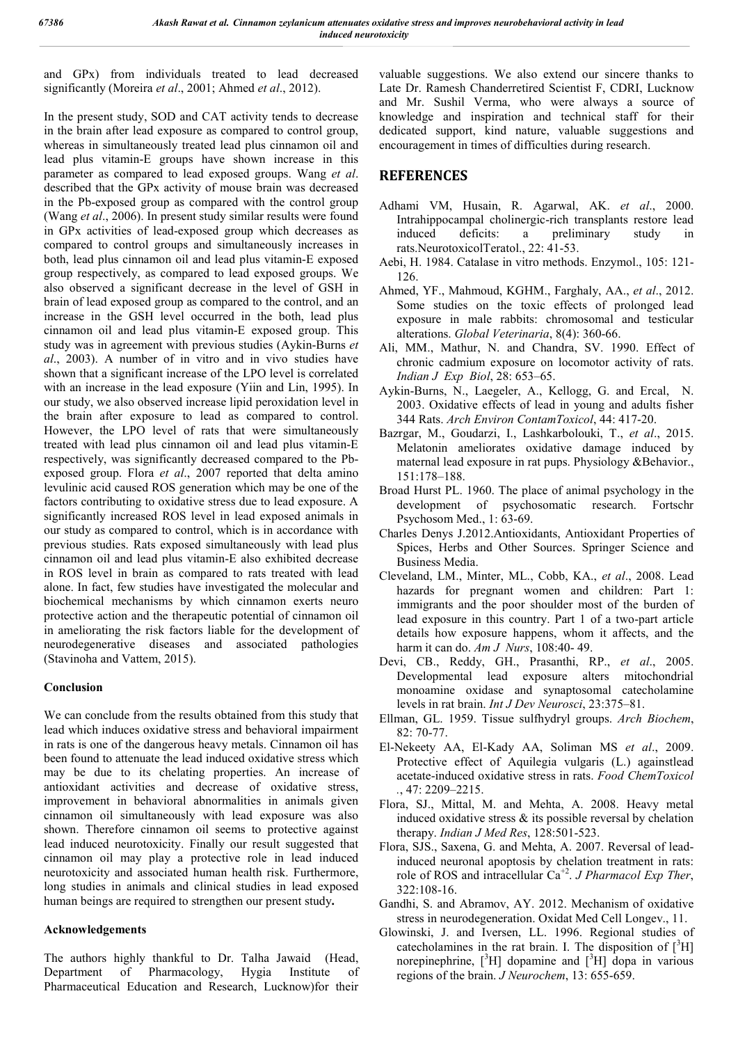and GPx) from individuals treated to lead decreased significantly (Moreira *et al*., 2001; Ahmed *et al*., 2012).

In the present study, SOD and CAT activity tends to decrease in the brain after lead exposure as compared to control group, whereas in simultaneously treated lead plus cinnamon oil and lead plus vitamin-E groups have shown increase in this parameter as compared to lead exposed groups. Wang *et al*. described that the GPx activity of mouse brain was decreased in the Pb-exposed group as compared with the control group (Wang *et al*., 2006). In present study similar results were found in GPx activities of lead-exposed group which decreases as compared to control groups and simultaneously increases in both, lead plus cinnamon oil and lead plus vitamin-E exposed group respectively, as compared to lead exposed groups. We also observed a significant decrease in the level of GSH in brain of lead exposed group as compared to the control, and an increase in the GSH level occurred in the both, lead plus cinnamon oil and lead plus vitamin-E exposed group. This study was in agreement with previous studies (Aykin-Burns *et al*., 2003). A number of in vitro and in vivo studies have shown that a significant increase of the LPO level is correlated with an increase in the lead exposure (Yiin and Lin, 1995). In our study, we also observed increase lipid peroxidation level in the brain after exposure to lead as compared to control. However, the LPO level of rats that were simultaneously treated with lead plus cinnamon oil and lead plus vitamin-E respectively, was significantly decreased compared to the Pb-exposed group. Flora *et al*., 2007 reported that delta amino levulinic acid caused ROS generation which may be one of the factors contributing to oxidative stress due to lead exposure. A significantly increased ROS level in lead exposed animals in our study as compared to control, which is in accordance with previous studies. Rats exposed simultaneously with lead plus cinnamon oil and lead plus vitamin-E also exhibited decrease in ROS level in brain as compared to rats treated with lead alone. In fact, few studies have investigated the molecular and biochemical mechanisms by which cinnamon exerts neuro protective action and the therapeutic potential of cinnamon oil in ameliorating the risk factors liable for the development of neurodegenerative diseases and associated pathologies (Stavinoha and Vattem, 2015).

## Conclusion

We can conclude from the results obtained from this study that lead which induces oxidative stress and behavioral impairment in rats is one of the dangerous heavy metals. Cinnamon oil has been found to attenuate the lead induced oxidative stress which may be due to its chelating properties. An increase of antioxidant activities and decrease of oxidative stress, improvement in behavioral abnormalities in animals given cinnamon oil simultaneously with lead exposure was also shown. Therefore cinnamon oil seems to protective against lead induced neurotoxicity. Finally our result suggested that cinnamon oil may play a protective role in lead induced neurotoxicity and associated human health risk. Furthermore, long studies in animals and clinical studies in lead exposed human beings are required to strengthen our present study**.**

## Acknowledgements

The authors highly thankful to Dr. Talha Jawaid (Head, Department of Pharmacology, Hygia Institute of Pharmaceutical Education and Research, Lucknow)for their valuable suggestions. We also extend our sincere thanks to Late Dr. Ramesh Chanderretired Scientist F, CDRI, Lucknow and Mr. Sushil Verma, who were always a source of knowledge and inspiration and technical staff for their dedicated support, kind nature, valuable suggestions and encouragement in times of difficulties during research.

## REFERENCES

Adhami VM, Husain, R. Agarwal, AK. *et al*., 2000. Intrahippocampal cholinergic-rich transplants restore lead induced deficits: a preliminary study in rats.NeurotoxicolTeratol., 22: 41-53.

Aebi, H. 1984. Catalase in vitro methods. Enzymol., 105: 121-126.

Ahmed, YF., Mahmoud, KGHM., Farghaly, AA., *et al*., 2012. Some studies on the toxic effects of prolonged lead exposure in male rabbits: chromosomal and testicular alterations. *Global Veterinaria*, 8(4): 360-66.

Ali, MM., Mathur, N. and Chandra, SV. 1990. Effect of chronic cadmium exposure on locomotor activity of rats. *Indian J Exp Biol*, 28: 653–65.

Aykin-Burns, N., Laegeler, A., Kellogg, G. and Ercal, N. 2003. Oxidative effects of lead in young and adults fisher 344 Rats. *Arch Environ ContamToxicol*, 44: 417-20.

Bazrgar, M., Goudarzi, I., Lashkarbolouki, T., *et al*., 2015. Melatonin ameliorates oxidative damage induced by maternal lead exposure in rat pups. Physiology &Behavior., 151:178–188.

Broad Hurst PL. 1960. The place of animal psychology in the development of psychosomatic research. Fortschr Psychosom Med., 1: 63-69.

Charles Denys J.2012.Antioxidants, Antioxidant Properties of Spices, Herbs and Other Sources. Springer Science and Business Media.

Cleveland, LM., Minter, ML., Cobb, KA., *et al*., 2008. Lead hazards for pregnant women and children: Part 1: immigrants and the poor shoulder most of the burden of lead exposure in this country. Part 1 of a two-part article details how exposure happens, whom it affects, and the harm it can do. *Am J Nurs*, 108:40- 49.

Devi, CB., Reddy, GH., Prasanthi, RP., *et al*., 2005. Developmental lead exposure alters mitochondrial monoamine oxidase and synaptosomal catecholamine levels in rat brain. *Int J Dev Neurosci*, 23:375–81.

Ellman, GL. 1959. Tissue sulfhydryl groups. *Arch Biochem*, 82: 70-77.

El-Nekeety AA, El-Kady AA, Soliman MS *et al*., 2009. Protective effect of Aquilegia vulgaris (L.) againstlead acetate-induced oxidative stress in rats. *Food ChemToxicol* ., 47: 2209–2215.

Flora, SJ., Mittal, M. and Mehta, A. 2008. Heavy metal induced oxidative stress & its possible reversal by chelation therapy. *Indian J Med Res*, 128:501-523.

Flora, SJS., Saxena, G. and Mehta, A. 2007. Reversal of lead-induced neuronal apoptosis by chelation treatment in rats: role of ROS and intracellular $Ca^{+2}$. *J Pharmacol Exp Ther*, 322:108-16.

Gandhi, S. and Abramov, AY. 2012. Mechanism of oxidative stress in neurodegeneration. Oxidat Med Cell Longev., 11.

Glowinski, J. and Iversen, LL. 1996. Regional studies of catecholamines in the rat brain. I. The disposition of [$^{3}$H] norepinephrine, [$^{3}$H] dopamine and [$^{3}$H] dopa in various regions of the brain. *J Neurochem*, 13: 655-659.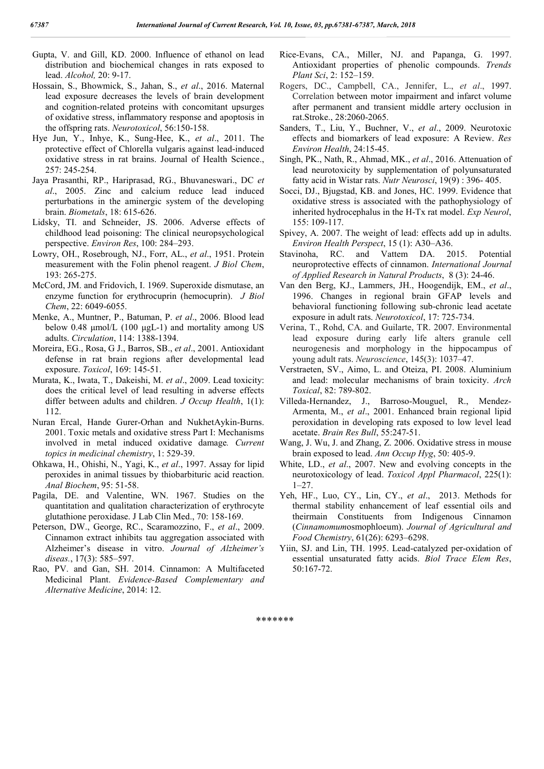Gupta, V. and Gill, KD. 2000. Influence of ethanol on lead distribution and biochemical changes in rats exposed to lead. *Alcohol,* 20: 9-17.

Hossain, S., Bhowmick, S., Jahan, S., *et al*., 2016. Maternal lead exposure decreases the levels of brain development and cognition-related proteins with concomitant upsurges of oxidative stress, inflammatory response and apoptosis in the offspring rats. *Neurotoxicol*, 56:150-158.

Hye Jun, Y., Inhye, K., Sung-Hee, K., *et al*., 2011. The protective effect of Chlorella vulgaris against lead-induced oxidative stress in rat brains. Journal of Health Science., 257: 245-254.

Jaya Prasanthi, RP., Hariprasad, RG., Bhuvaneswari., DC *et al*., 2005. Zinc and calcium reduce lead induced perturbations in the aminergic system of the developing brain. *Biometals*, 18: 615-626.

Lidsky, TI. and Schneider, JS. 2006. Adverse effects of childhood lead poisoning: The clinical neuropsychological perspective. *Environ Res*, 100: 284–293.

Lowry, OH., Rosebrough, NJ., Forr, AL., *et al*., 1951. Protein measurement with the Folin phenol reagent. *J Biol Chem*, 193: 265-275.

McCord, JM. and Fridovich, I. 1969. Superoxide dismutase, an enzyme function for erythrocuprin (hemocuprin). *J Biol Chem*, 22: 6049-6055.

Menke, A., Muntner, P., Batuman, P. *et al*., 2006. Blood lead below 0.48 μmol/L (100 μgL-1) and mortality among US adults. *Circulation*, 114: 1388-1394.

Moreira, EG., Rosa, G J., Barros, SB., *et al*., 2001. Antioxidant defense in rat brain regions after developmental lead exposure. *Toxicol*, 169: 145-51.

Murata, K., Iwata, T., Dakeishi, M. *et al*., 2009. Lead toxicity: does the critical level of lead resulting in adverse effects differ between adults and children. *J Occup Health*, 1(1): 112.

Nuran Ercal, Hande Gurer-Orhan and NukhetAykin-Burns. 2001. Toxic metals and oxidative stress Part I: Mechanisms involved in metal induced oxidative damage*. Current topics in medicinal chemistry*, 1: 529-39.

Ohkawa, H., Ohishi, N., Yagi, K., *et al*., 1997. Assay for lipid peroxides in animal tissues by thiobarbituric acid reaction. *Anal Biochem*, 95: 51-58.

Pagila, DE. and Valentine, WN. 1967. Studies on the quantitation and qualitation characterization of erythrocyte glutathione peroxidase. J Lab Clin Med., 70: 158-169.

Peterson, DW., George, RC., Scaramozzino, F., *et al*., 2009. Cinnamon extract inhibits tau aggregation associated with Alzheimer's disease in vitro. *Journal of Alzheimer's diseas.*, 17(3): 585–597.

Rao, PV. and Gan, SH. 2014. Cinnamon: A Multifaceted Medicinal Plant. *Evidence-Based Complementary and Alternative Medicine*, 2014: 12.

Rice-Evans, CA., Miller, NJ. and Papanga, G. 1997. Antioxidant properties of phenolic compounds. *Trends Plant Sci*, 2: 152–159.

Rogers, DC., Campbell, CA., Jennifer, L., *et al*., 1997. Correlation between motor impairment and infarct volume after permanent and transient middle artery occlusion in rat.Stroke., 28:2060-2065.

Sanders, T., Liu, Y., Buchner, V., *et al*., 2009. Neurotoxic effects and biomarkers of lead exposure: A Review. *Res Environ Health*, 24:15-45.

Singh, PK., Nath, R., Ahmad, MK., *et al*., 2016. Attenuation of lead neurotoxicity by supplementation of polyunsaturated fatty acid in Wistar rats. *Nutr Neurosci*, 19(9) : 396- 405.

Socci, DJ., Bjugstad, KB. and Jones, HC. 1999. Evidence that oxidative stress is associated with the pathophysiology of inherited hydrocephalus in the H-Tx rat model. *Exp Neurol*, 155: 109-117.

Spivey, A. 2007. The weight of lead: effects add up in adults. *Environ Health Perspect*, 15 (1): A30–A36.

Stavinoha, RC. and Vattem DA. 2015. Potential neuroprotective effects of cinnamon. *International Journal of Applied Research in Natural Products*, 8 (3): 24-46.

Van den Berg, KJ., Lammers, JH., Hoogendijk, EM., *et al*., 1996. Changes in regional brain GFAP levels and behavioral functioning following sub-chronic lead acetate exposure in adult rats. *Neurotoxicol*, 17: 725-734.

Verina, T., Rohd, CA. and Guilarte, TR. 2007. Environmental lead exposure during early life alters granule cell neurogenesis and morphology in the hippocampus of young adult rats. *Neuroscience*, 145(3): 1037–47.

Verstraeten, SV., Aimo, L. and Oteiza, PI. 2008. Aluminium and lead: molecular mechanisms of brain toxicity. *Arch Toxical*, 82: 789-802.

Villeda-Hernandez, J., Barroso-Mouguel, R., Mendez-Armenta, M., *et al*., 2001. Enhanced brain regional lipid peroxidation in developing rats exposed to low level lead acetate. *Brain Res Bull*, 55:247-51.

Wang, J. Wu, J. and Zhang, Z. 2006. Oxidative stress in mouse brain exposed to lead. *Ann Occup Hyg*, 50: 405-9.

White, LD., *et al*., 2007. New and evolving concepts in the neurotoxicology of lead. *Toxicol Appl Pharmacol*, 225(1): 1–27.

Yeh, HF., Luo, CY., Lin, CY., *et al*., 2013. Methods for thermal stability enhancement of leaf essential oils and theirmain Constituents from Indigenous Cinnamon (*Cinnamomum*osmophloeum). *Journal of Agricultural and Food Chemistry*, 61(26): 6293–6298.

Yiin, SJ. and Lin, TH. 1995. Lead-catalyzed per-oxidation of essential unsaturated fatty acids. *Biol Trace Elem Res*, 50:167-72.

*******